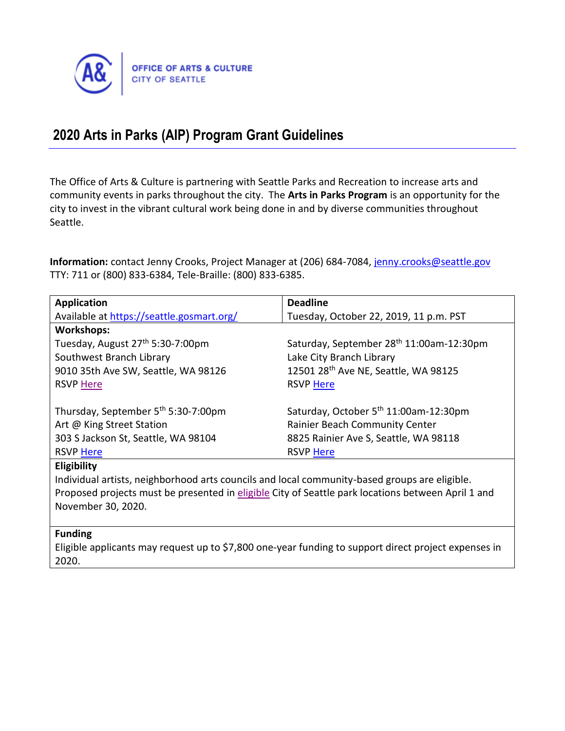OFFICE OF ARTS & CULTURE
CITY OF SEATTLE

# 2020 Arts in Parks (AIP) Program Grant Guidelines

The Office of Arts & Culture is partnering with Seattle Parks and Recreation to increase arts and community events in parks throughout the city. The **Arts in Parks Program** is an opportunity for the city to invest in the vibrant cultural work being done in and by diverse communities throughout Seattle.

**Information:** contact Jenny Crooks, Project Manager at (206) 684-7084, jenny.crooks@seattle.gov
TTY: 711 or (800) 833-6384, Tele-Braille: (800) 833-6385.

| **Application** | **Deadline** |
| --- | --- |
| Available at https://seattle.gosmart.org/ | Tuesday, October 22, 2019, 11 p.m. PST |
| **Workshops:** | |
| Tuesday, August 27th 5:30-7:00pm<br>Southwest Branch Library<br>9010 35th Ave SW, Seattle, WA 98126<br>RSVP Here | Saturday, September 28th 11:00am-12:30pm<br>Lake City Branch Library<br>12501 28th Ave NE, Seattle, WA 98125<br>RSVP Here |
| Thursday, September 5th 5:30-7:00pm<br>Art @ King Street Station<br>303 S Jackson St, Seattle, WA 98104<br>RSVP Here | Saturday, October 5th 11:00am-12:30pm<br>Rainier Beach Community Center<br>8825 Rainier Ave S, Seattle, WA 98118<br>RSVP Here |
| **Eligibility** | |
| Individual artists, neighborhood arts councils and local community-based groups are eligible. Proposed projects must be presented in eligible City of Seattle park locations between April 1 and November 30, 2020. | |
| **Funding** | |
| Eligible applicants may request up to $7,800 one-year funding to support direct project expenses in 2020. | |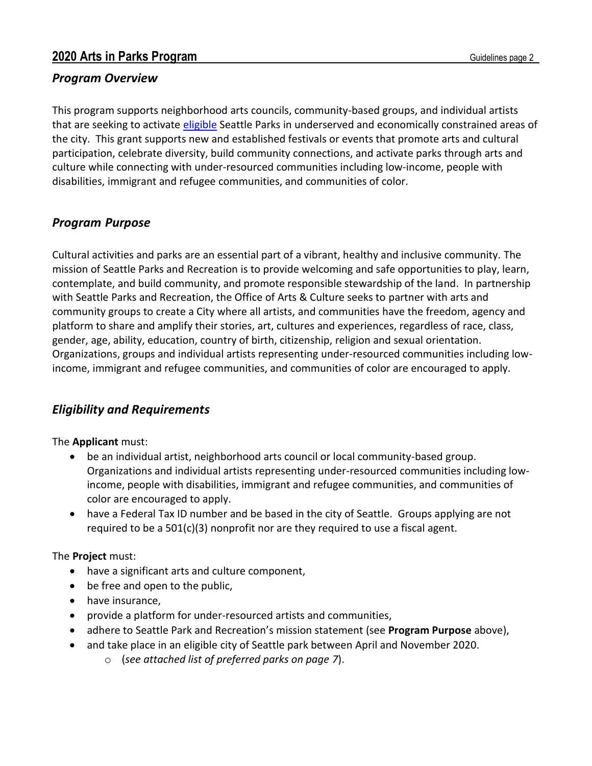## Program Overview

This program supports neighborhood arts councils, community-based groups, and individual artists that are seeking to activate eligible Seattle Parks in underserved and economically constrained areas of the city. This grant supports new and established festivals or events that promote arts and cultural participation, celebrate diversity, build community connections, and activate parks through arts and culture while connecting with under-resourced communities including low-income, people with disabilities, immigrant and refugee communities, and communities of color.

## Program Purpose

Cultural activities and parks are an essential part of a vibrant, healthy and inclusive community. The mission of Seattle Parks and Recreation is to provide welcoming and safe opportunities to play, learn, contemplate, and build community, and promote responsible stewardship of the land. In partnership with Seattle Parks and Recreation, the Office of Arts & Culture seeks to partner with arts and community groups to create a City where all artists, and communities have the freedom, agency and platform to share and amplify their stories, art, cultures and experiences, regardless of race, class, gender, age, ability, education, country of birth, citizenship, religion and sexual orientation. Organizations, groups and individual artists representing under-resourced communities including low-income, immigrant and refugee communities, and communities of color are encouraged to apply.

## Eligibility and Requirements

The **Applicant** must:

- be an individual artist, neighborhood arts council or local community-based group. Organizations and individual artists representing under-resourced communities including low-income, people with disabilities, immigrant and refugee communities, and communities of color are encouraged to apply.
- have a Federal Tax ID number and be based in the city of Seattle. Groups applying are not required to be a 501(c)(3) nonprofit nor are they required to use a fiscal agent.

The **Project** must:

- have a significant arts and culture component,
- be free and open to the public,
- have insurance,
- provide a platform for under-resourced artists and communities,
- adhere to Seattle Park and Recreation's mission statement (see **Program Purpose** above),
- and take place in an eligible city of Seattle park between April and November 2020.
  - (*see attached list of preferred parks on page 7*).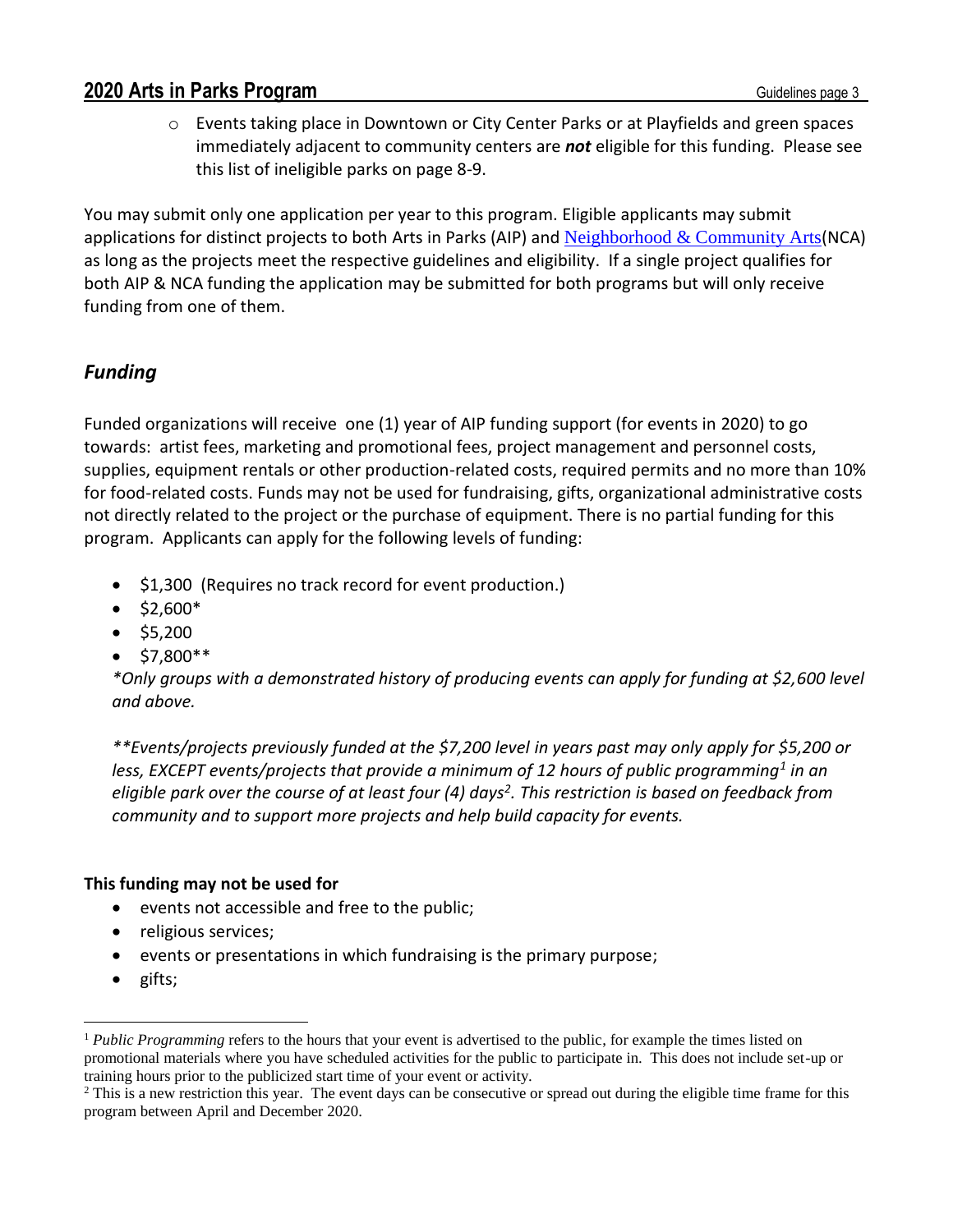- Events taking place in Downtown or City Center Parks or at Playfields and green spaces immediately adjacent to community centers are ***not*** eligible for this funding. Please see this list of ineligible parks on page 8-9.

You may submit only one application per year to this program. Eligible applicants may submit applications for distinct projects to both Arts in Parks (AIP) and Neighborhood & Community Arts(NCA) as long as the projects meet the respective guidelines and eligibility. If a single project qualifies for both AIP & NCA funding the application may be submitted for both programs but will only receive funding from one of them.

## *Funding*

Funded organizations will receive one (1) year of AIP funding support (for events in 2020) to go towards: artist fees, marketing and promotional fees, project management and personnel costs, supplies, equipment rentals or other production-related costs, required permits and no more than 10% for food-related costs. Funds may not be used for fundraising, gifts, organizational administrative costs not directly related to the project or the purchase of equipment. There is no partial funding for this program. Applicants can apply for the following levels of funding:

- $1,300 (Requires no track record for event production.)
- $2,600*
- $5,200
- $7,800**

*\*Only groups with a demonstrated history of producing events can apply for funding at $2,600 level and above.*

*\*\*Events/projects previously funded at the $7,200 level in years past may only apply for $5,200 or less, EXCEPT events/projects that provide a minimum of 12 hours of public programming[1] in an eligible park over the course of at least four (4) days[2]. This restriction is based on feedback from community and to support more projects and help build capacity for events.*

**This funding may not be used for**

- events not accessible and free to the public;
- religious services;
- events or presentations in which fundraising is the primary purpose;
- gifts;

[1] *Public Programming* refers to the hours that your event is advertised to the public, for example the times listed on promotional materials where you have scheduled activities for the public to participate in. This does not include set-up or training hours prior to the publicized start time of your event or activity.

[2] This is a new restriction this year. The event days can be consecutive or spread out during the eligible time frame for this program between April and December 2020.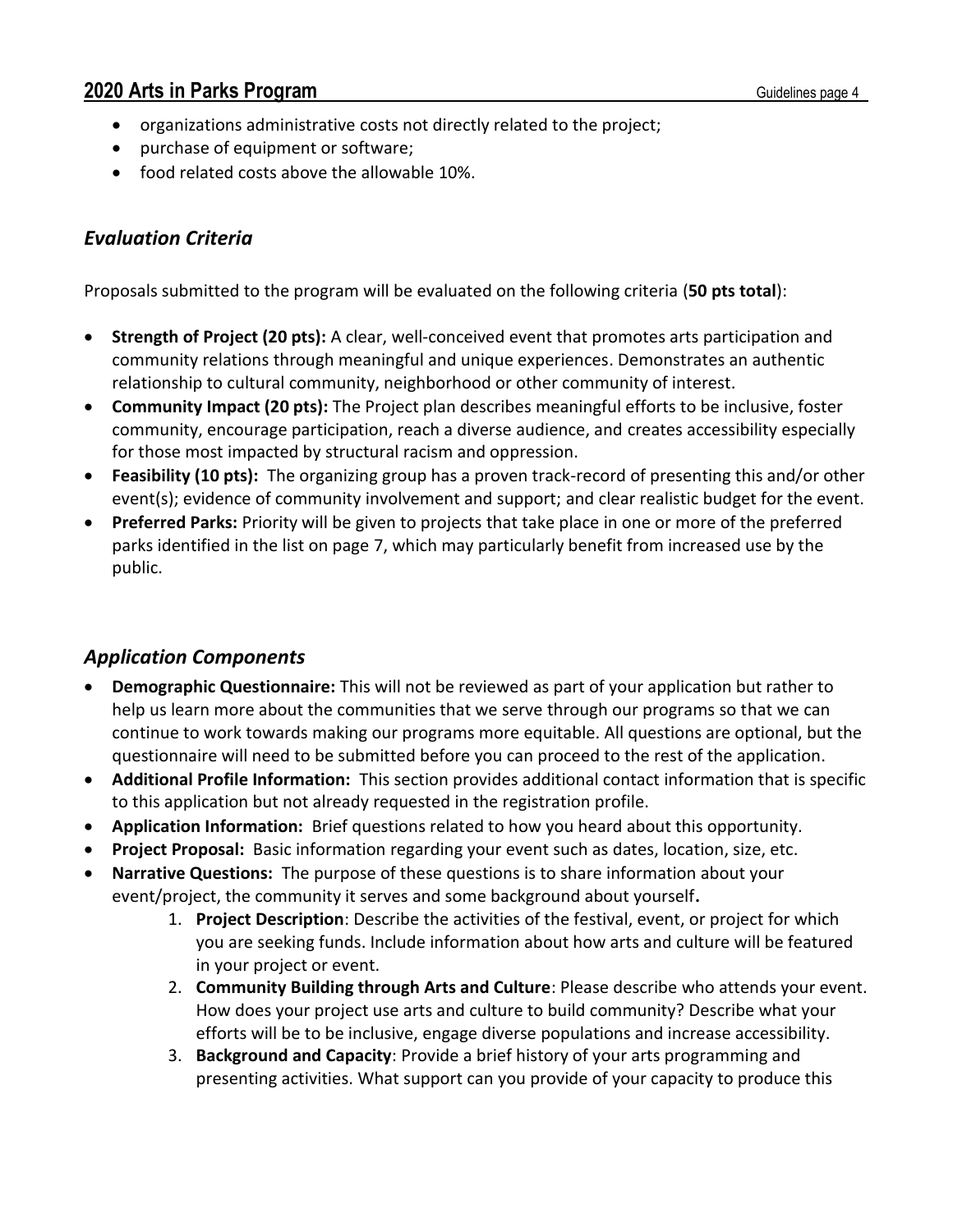- organizations administrative costs not directly related to the project;
- purchase of equipment or software;
- food related costs above the allowable 10%.

## *Evaluation Criteria*

Proposals submitted to the program will be evaluated on the following criteria (**50 pts total**):

- **Strength of Project (20 pts):** A clear, well-conceived event that promotes arts participation and community relations through meaningful and unique experiences. Demonstrates an authentic relationship to cultural community, neighborhood or other community of interest.
- **Community Impact (20 pts):** The Project plan describes meaningful efforts to be inclusive, foster community, encourage participation, reach a diverse audience, and creates accessibility especially for those most impacted by structural racism and oppression.
- **Feasibility (10 pts):** The organizing group has a proven track-record of presenting this and/or other event(s); evidence of community involvement and support; and clear realistic budget for the event.
- **Preferred Parks:** Priority will be given to projects that take place in one or more of the preferred parks identified in the list on page 7, which may particularly benefit from increased use by the public.

## *Application Components*

- **Demographic Questionnaire:** This will not be reviewed as part of your application but rather to help us learn more about the communities that we serve through our programs so that we can continue to work towards making our programs more equitable. All questions are optional, but the questionnaire will need to be submitted before you can proceed to the rest of the application.
- **Additional Profile Information:** This section provides additional contact information that is specific to this application but not already requested in the registration profile.
- **Application Information:** Brief questions related to how you heard about this opportunity.
- **Project Proposal:** Basic information regarding your event such as dates, location, size, etc.
- **Narrative Questions:** The purpose of these questions is to share information about your event/project, the community it serves and some background about yourself**.**
    1. **Project Description**: Describe the activities of the festival, event, or project for which you are seeking funds. Include information about how arts and culture will be featured in your project or event.
    2. **Community Building through Arts and Culture**: Please describe who attends your event. How does your project use arts and culture to build community? Describe what your efforts will be to be inclusive, engage diverse populations and increase accessibility.
    3. **Background and Capacity**: Provide a brief history of your arts programming and presenting activities. What support can you provide of your capacity to produce this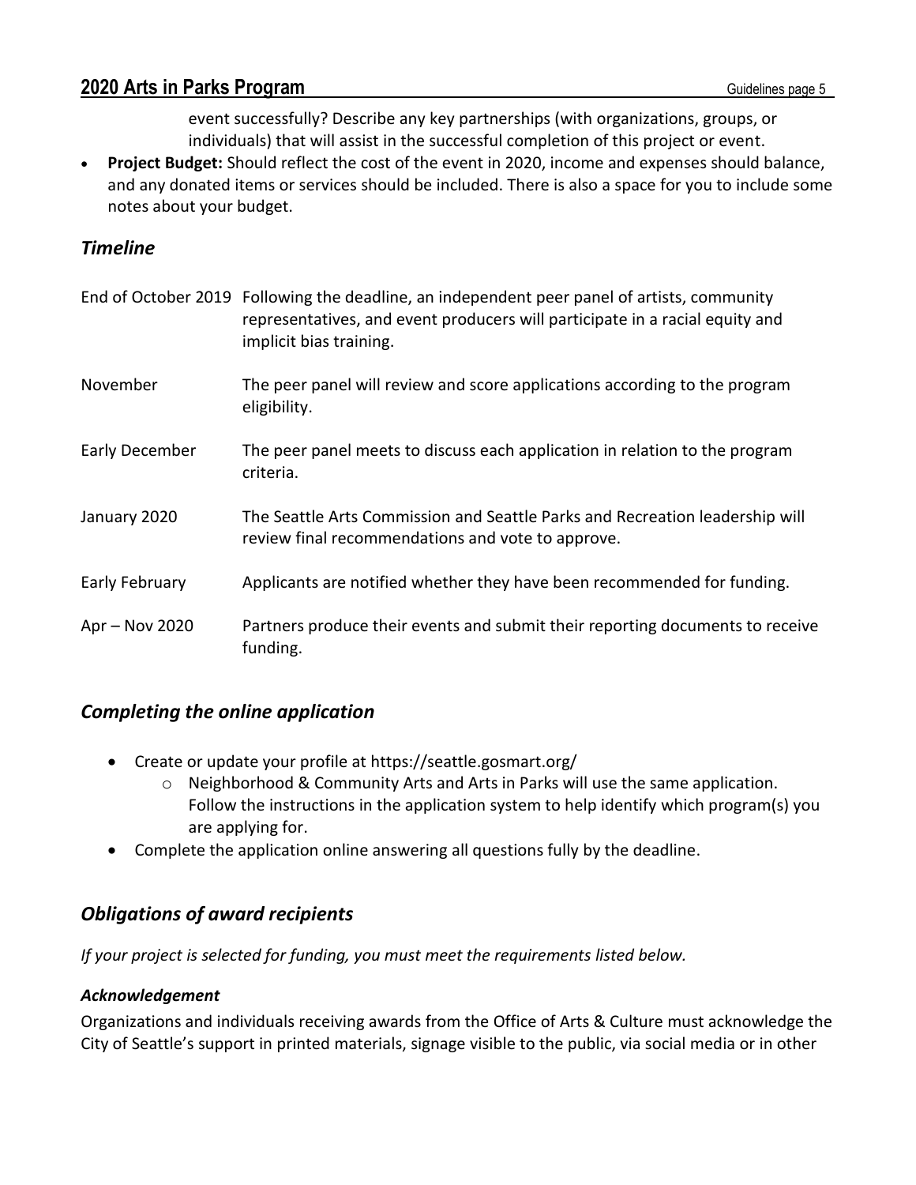event successfully? Describe any key partnerships (with organizations, groups, or individuals) that will assist in the successful completion of this project or event.

- **Project Budget:** Should reflect the cost of the event in 2020, income and expenses should balance, and any donated items or services should be included. There is also a space for you to include some notes about your budget.

## *Timeline*

| | |
|---|---|
| End of October 2019 | Following the deadline, an independent peer panel of artists, community representatives, and event producers will participate in a racial equity and implicit bias training. |
| November | The peer panel will review and score applications according to the program eligibility. |
| Early December | The peer panel meets to discuss each application in relation to the program criteria. |
| January 2020 | The Seattle Arts Commission and Seattle Parks and Recreation leadership will review final recommendations and vote to approve. |
| Early February | Applicants are notified whether they have been recommended for funding. |
| Apr – Nov 2020 | Partners produce their events and submit their reporting documents to receive funding. |

## *Completing the online application*

- Create or update your profile at https://seattle.gosmart.org/
  - Neighborhood & Community Arts and Arts in Parks will use the same application. Follow the instructions in the application system to help identify which program(s) you are applying for.
- Complete the application online answering all questions fully by the deadline.

## *Obligations of award recipients*

*If your project is selected for funding, you must meet the requirements listed below.*

### *Acknowledgement*

Organizations and individuals receiving awards from the Office of Arts & Culture must acknowledge the City of Seattle's support in printed materials, signage visible to the public, via social media or in other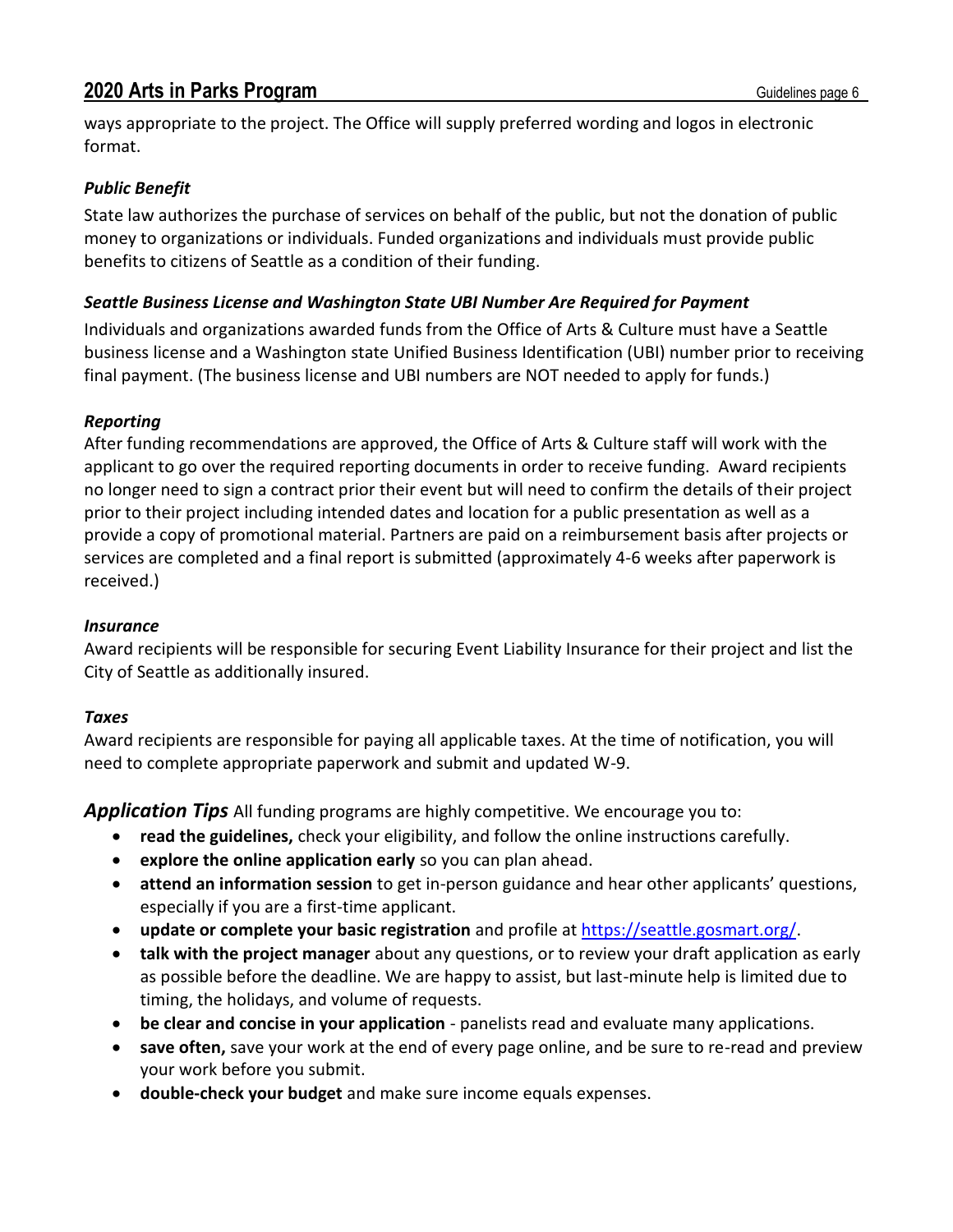ways appropriate to the project. The Office will supply preferred wording and logos in electronic format.

***Public Benefit***

State law authorizes the purchase of services on behalf of the public, but not the donation of public money to organizations or individuals. Funded organizations and individuals must provide public benefits to citizens of Seattle as a condition of their funding.

***Seattle Business License and Washington State UBI Number Are Required for Payment***

Individuals and organizations awarded funds from the Office of Arts & Culture must have a Seattle business license and a Washington state Unified Business Identification (UBI) number prior to receiving final payment. (The business license and UBI numbers are NOT needed to apply for funds.)

***Reporting***

After funding recommendations are approved, the Office of Arts & Culture staff will work with the applicant to go over the required reporting documents in order to receive funding. Award recipients no longer need to sign a contract prior their event but will need to confirm the details of their project prior to their project including intended dates and location for a public presentation as well as a provide a copy of promotional material. Partners are paid on a reimbursement basis after projects or services are completed and a final report is submitted (approximately 4-6 weeks after paperwork is received.)

***Insurance***

Award recipients will be responsible for securing Event Liability Insurance for their project and list the City of Seattle as additionally insured.

***Taxes***

Award recipients are responsible for paying all applicable taxes. At the time of notification, you will need to complete appropriate paperwork and submit and updated W-9.

***Application Tips*** All funding programs are highly competitive. We encourage you to:

- **read the guidelines,** check your eligibility, and follow the online instructions carefully.
- **explore the online application early** so you can plan ahead.
- **attend an information session** to get in-person guidance and hear other applicants' questions, especially if you are a first-time applicant.
- **update or complete your basic registration** and profile at https://seattle.gosmart.org/.
- **talk with the project manager** about any questions, or to review your draft application as early as possible before the deadline. We are happy to assist, but last-minute help is limited due to timing, the holidays, and volume of requests.
- **be clear and concise in your application** - panelists read and evaluate many applications.
- **save often,** save your work at the end of every page online, and be sure to re-read and preview your work before you submit.
- **double-check your budget** and make sure income equals expenses.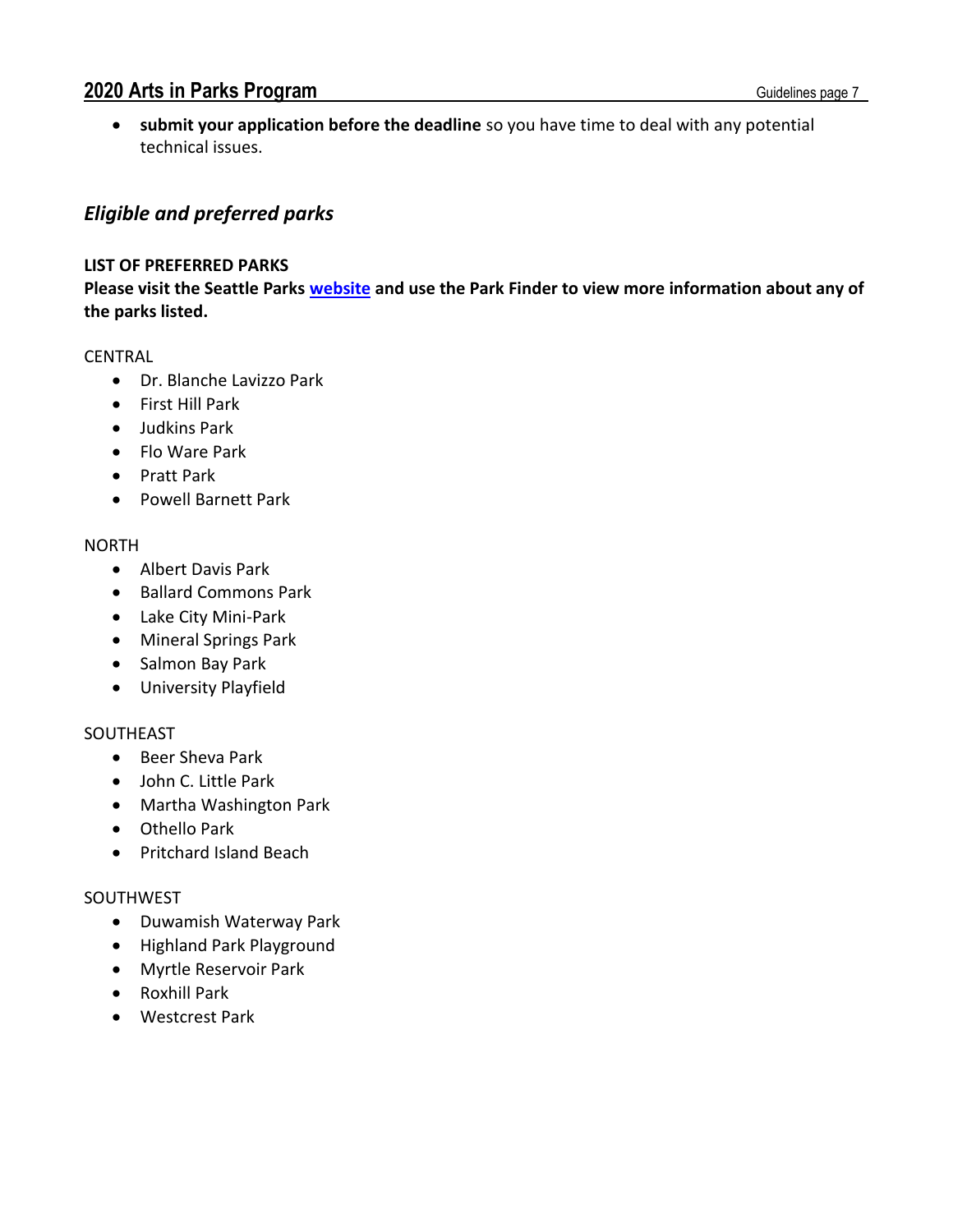- **submit your application before the deadline** so you have time to deal with any potential technical issues.

## *Eligible and preferred parks*

**LIST OF PREFERRED PARKS**

**Please visit the Seattle Parks website and use the Park Finder to view more information about any of the parks listed.**

CENTRAL

- Dr. Blanche Lavizzo Park
- First Hill Park
- Judkins Park
- Flo Ware Park
- Pratt Park
- Powell Barnett Park

NORTH

- Albert Davis Park
- Ballard Commons Park
- Lake City Mini-Park
- Mineral Springs Park
- Salmon Bay Park
- University Playfield

SOUTHEAST

- Beer Sheva Park
- John C. Little Park
- Martha Washington Park
- Othello Park
- Pritchard Island Beach

SOUTHWEST

- Duwamish Waterway Park
- Highland Park Playground
- Myrtle Reservoir Park
- Roxhill Park
- Westcrest Park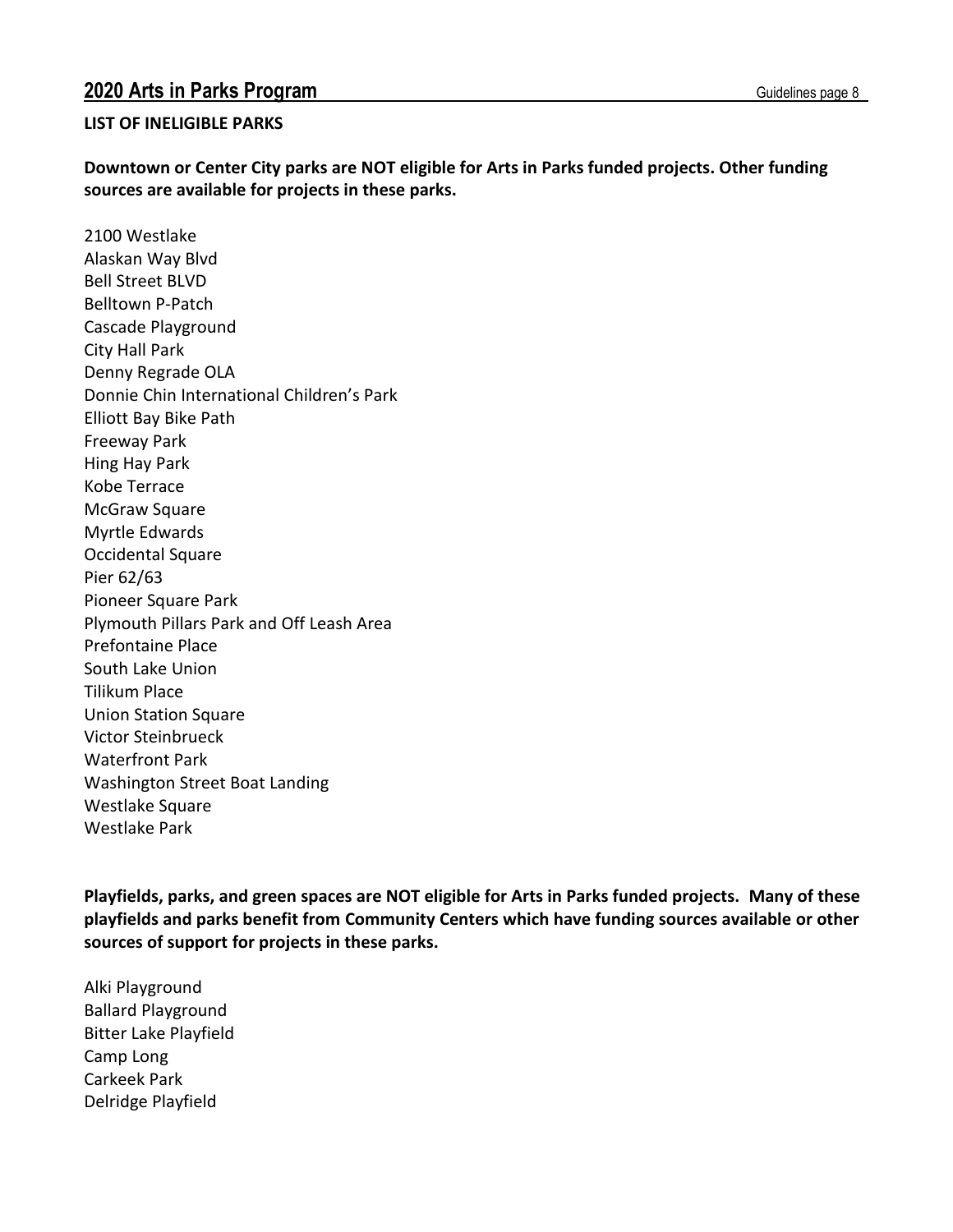**LIST OF INELIGIBLE PARKS**

**Downtown or Center City parks are NOT eligible for Arts in Parks funded projects. Other funding sources are available for projects in these parks.**

2100 Westlake
Alaskan Way Blvd
Bell Street BLVD
Belltown P-Patch
Cascade Playground
City Hall Park
Denny Regrade OLA
Donnie Chin International Children's Park
Elliott Bay Bike Path
Freeway Park
Hing Hay Park
Kobe Terrace
McGraw Square
Myrtle Edwards
Occidental Square
Pier 62/63
Pioneer Square Park
Plymouth Pillars Park and Off Leash Area
Prefontaine Place
South Lake Union
Tilikum Place
Union Station Square
Victor Steinbrueck
Waterfront Park
Washington Street Boat Landing
Westlake Square
Westlake Park

**Playfields, parks, and green spaces are NOT eligible for Arts in Parks funded projects. Many of these playfields and parks benefit from Community Centers which have funding sources available or other sources of support for projects in these parks.**

Alki Playground
Ballard Playground
Bitter Lake Playfield
Camp Long
Carkeek Park
Delridge Playfield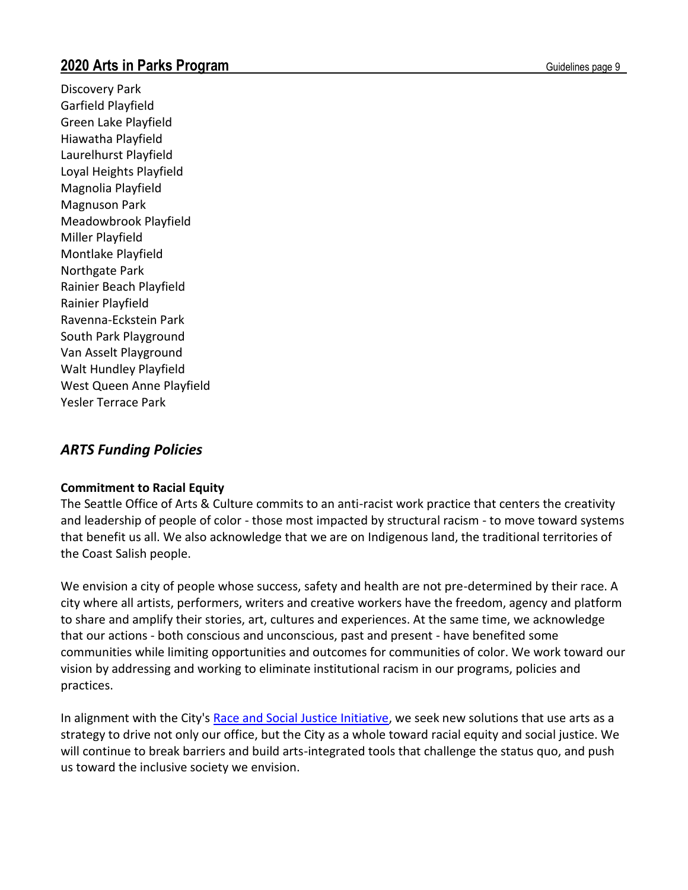Discovery Park
Garfield Playfield
Green Lake Playfield
Hiawatha Playfield
Laurelhurst Playfield
Loyal Heights Playfield
Magnolia Playfield
Magnuson Park
Meadowbrook Playfield
Miller Playfield
Montlake Playfield
Northgate Park
Rainier Beach Playfield
Rainier Playfield
Ravenna-Eckstein Park
South Park Playground
Van Asselt Playground
Walt Hundley Playfield
West Queen Anne Playfield
Yesler Terrace Park

## *ARTS Funding Policies*

**Commitment to Racial Equity**

The Seattle Office of Arts & Culture commits to an anti-racist work practice that centers the creativity and leadership of people of color - those most impacted by structural racism - to move toward systems that benefit us all. We also acknowledge that we are on Indigenous land, the traditional territories of the Coast Salish people.

We envision a city of people whose success, safety and health are not pre-determined by their race. A city where all artists, performers, writers and creative workers have the freedom, agency and platform to share and amplify their stories, art, cultures and experiences. At the same time, we acknowledge that our actions - both conscious and unconscious, past and present - have benefited some communities while limiting opportunities and outcomes for communities of color. We work toward our vision by addressing and working to eliminate institutional racism in our programs, policies and practices.

In alignment with the City's Race and Social Justice Initiative, we seek new solutions that use arts as a strategy to drive not only our office, but the City as a whole toward racial equity and social justice. We will continue to break barriers and build arts-integrated tools that challenge the status quo, and push us toward the inclusive society we envision.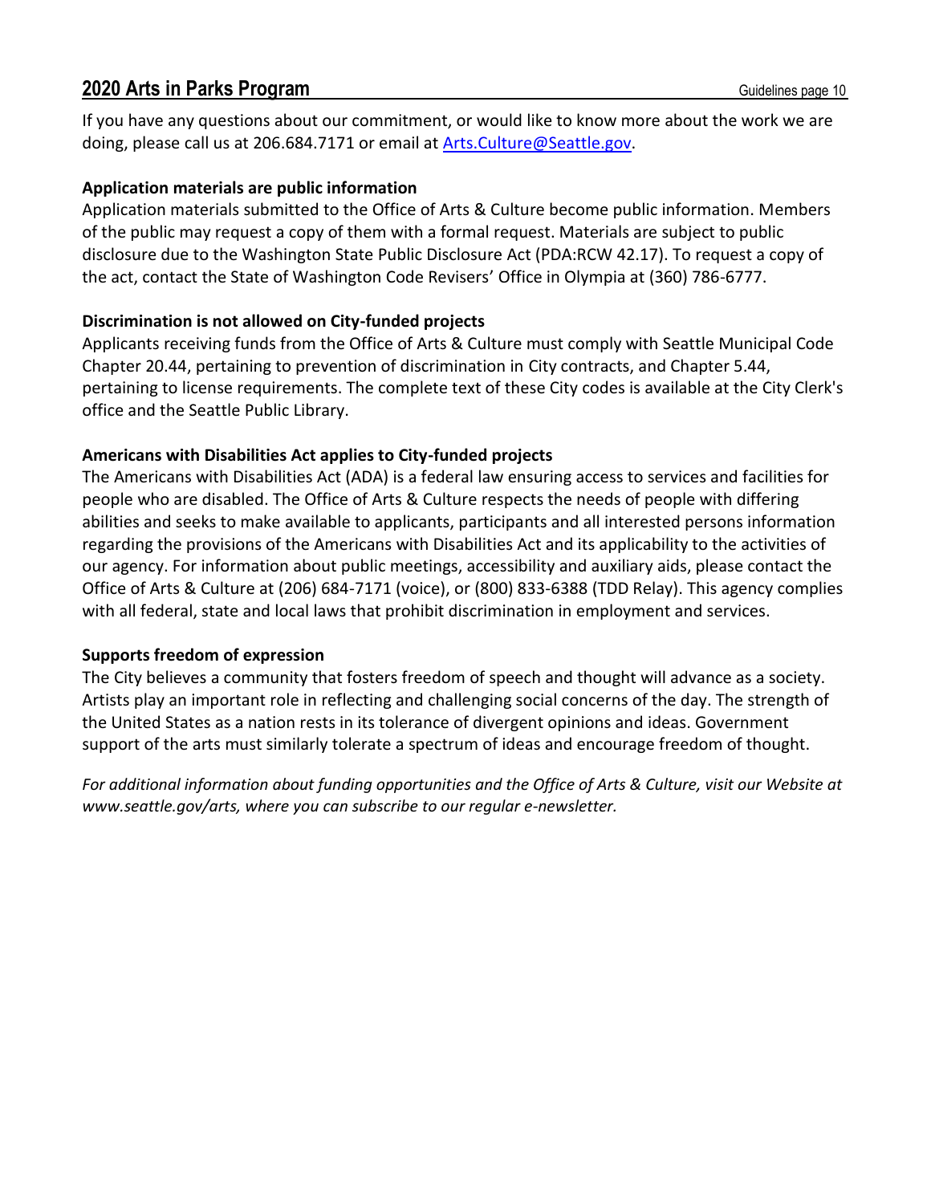If you have any questions about our commitment, or would like to know more about the work we are doing, please call us at 206.684.7171 or email at [Arts.Culture@Seattle.gov](mailto:Arts.Culture@Seattle.gov).

**Application materials are public information**

Application materials submitted to the Office of Arts & Culture become public information. Members of the public may request a copy of them with a formal request. Materials are subject to public disclosure due to the Washington State Public Disclosure Act (PDA:RCW 42.17). To request a copy of the act, contact the State of Washington Code Revisers' Office in Olympia at (360) 786-6777.

**Discrimination is not allowed on City-funded projects**

Applicants receiving funds from the Office of Arts & Culture must comply with Seattle Municipal Code Chapter 20.44, pertaining to prevention of discrimination in City contracts, and Chapter 5.44, pertaining to license requirements. The complete text of these City codes is available at the City Clerk's office and the Seattle Public Library.

**Americans with Disabilities Act applies to City-funded projects**

The Americans with Disabilities Act (ADA) is a federal law ensuring access to services and facilities for people who are disabled. The Office of Arts & Culture respects the needs of people with differing abilities and seeks to make available to applicants, participants and all interested persons information regarding the provisions of the Americans with Disabilities Act and its applicability to the activities of our agency. For information about public meetings, accessibility and auxiliary aids, please contact the Office of Arts & Culture at (206) 684-7171 (voice), or (800) 833-6388 (TDD Relay). This agency complies with all federal, state and local laws that prohibit discrimination in employment and services.

**Supports freedom of expression**

The City believes a community that fosters freedom of speech and thought will advance as a society. Artists play an important role in reflecting and challenging social concerns of the day. The strength of the United States as a nation rests in its tolerance of divergent opinions and ideas. Government support of the arts must similarly tolerate a spectrum of ideas and encourage freedom of thought.

*For additional information about funding opportunities and the Office of Arts & Culture, visit our Website at www.seattle.gov/arts, where you can subscribe to our regular e-newsletter.*